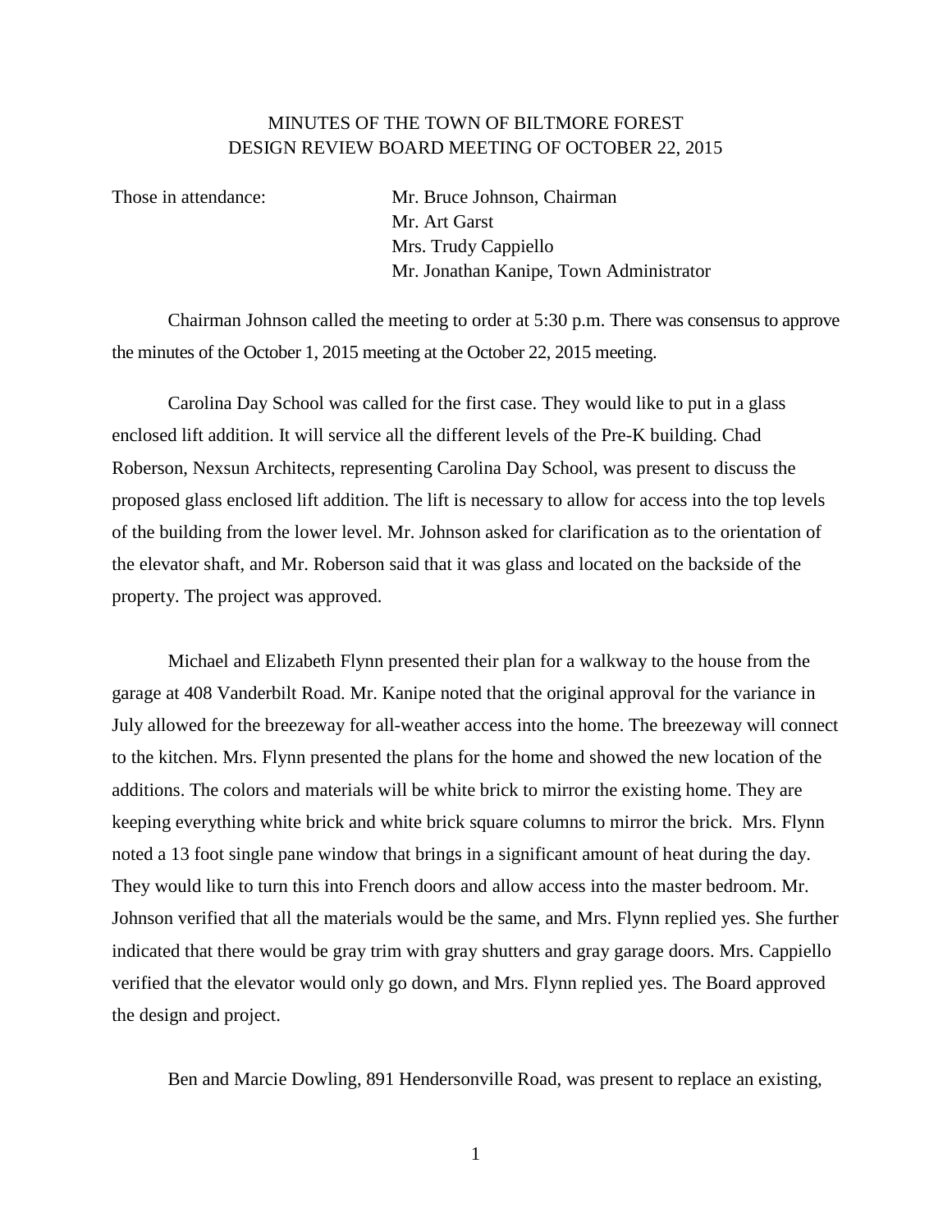# MINUTES OF THE TOWN OF BILTMORE FOREST
# DESIGN REVIEW BOARD MEETING OF OCTOBER 22, 2015

Those in attendance:

Mr. Bruce Johnson, Chairman
Mr. Art Garst
Mrs. Trudy Cappiello
Mr. Jonathan Kanipe, Town Administrator

Chairman Johnson called the meeting to order at 5:30 p.m. There was consensus to approve the minutes of the October 1, 2015 meeting at the October 22, 2015 meeting.

Carolina Day School was called for the first case. They would like to put in a glass enclosed lift addition. It will service all the different levels of the Pre-K building. Chad Roberson, Nexsun Architects, representing Carolina Day School, was present to discuss the proposed glass enclosed lift addition. The lift is necessary to allow for access into the top levels of the building from the lower level. Mr. Johnson asked for clarification as to the orientation of the elevator shaft, and Mr. Roberson said that it was glass and located on the backside of the property. The project was approved.

Michael and Elizabeth Flynn presented their plan for a walkway to the house from the garage at 408 Vanderbilt Road. Mr. Kanipe noted that the original approval for the variance in July allowed for the breezeway for all-weather access into the home. The breezeway will connect to the kitchen. Mrs. Flynn presented the plans for the home and showed the new location of the additions. The colors and materials will be white brick to mirror the existing home. They are keeping everything white brick and white brick square columns to mirror the brick. Mrs. Flynn noted a 13 foot single pane window that brings in a significant amount of heat during the day. They would like to turn this into French doors and allow access into the master bedroom. Mr. Johnson verified that all the materials would be the same, and Mrs. Flynn replied yes. She further indicated that there would be gray trim with gray shutters and gray garage doors. Mrs. Cappiello verified that the elevator would only go down, and Mrs. Flynn replied yes. The Board approved the design and project.

Ben and Marcie Dowling, 891 Hendersonville Road, was present to replace an existing,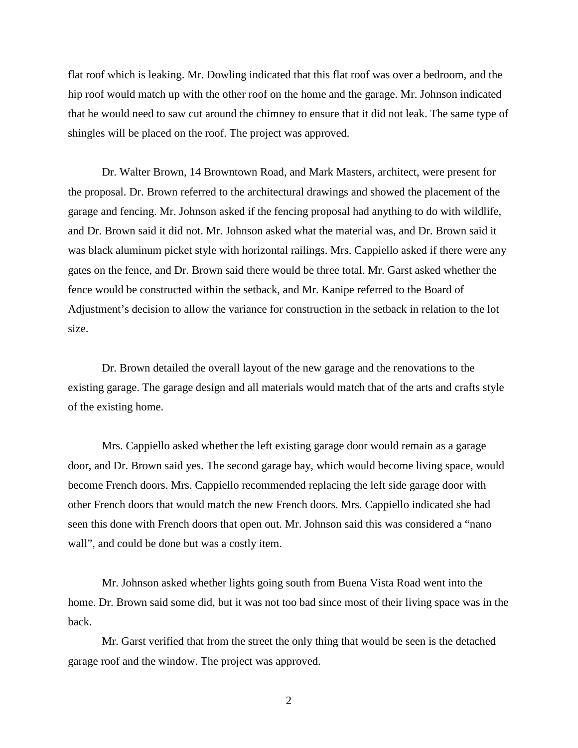flat roof which is leaking. Mr. Dowling indicated that this flat roof was over a bedroom, and the hip roof would match up with the other roof on the home and the garage. Mr. Johnson indicated that he would need to saw cut around the chimney to ensure that it did not leak. The same type of shingles will be placed on the roof. The project was approved.

Dr. Walter Brown, 14 Browntown Road, and Mark Masters, architect, were present for the proposal. Dr. Brown referred to the architectural drawings and showed the placement of the garage and fencing. Mr. Johnson asked if the fencing proposal had anything to do with wildlife, and Dr. Brown said it did not. Mr. Johnson asked what the material was, and Dr. Brown said it was black aluminum picket style with horizontal railings. Mrs. Cappiello asked if there were any gates on the fence, and Dr. Brown said there would be three total. Mr. Garst asked whether the fence would be constructed within the setback, and Mr. Kanipe referred to the Board of Adjustment's decision to allow the variance for construction in the setback in relation to the lot size.

Dr. Brown detailed the overall layout of the new garage and the renovations to the existing garage. The garage design and all materials would match that of the arts and crafts style of the existing home.

Mrs. Cappiello asked whether the left existing garage door would remain as a garage door, and Dr. Brown said yes. The second garage bay, which would become living space, would become French doors. Mrs. Cappiello recommended replacing the left side garage door with other French doors that would match the new French doors. Mrs. Cappiello indicated she had seen this done with French doors that open out. Mr. Johnson said this was considered a "nano wall", and could be done but was a costly item.

Mr. Johnson asked whether lights going south from Buena Vista Road went into the home. Dr. Brown said some did, but it was not too bad since most of their living space was in the back.

Mr. Garst verified that from the street the only thing that would be seen is the detached garage roof and the window. The project was approved.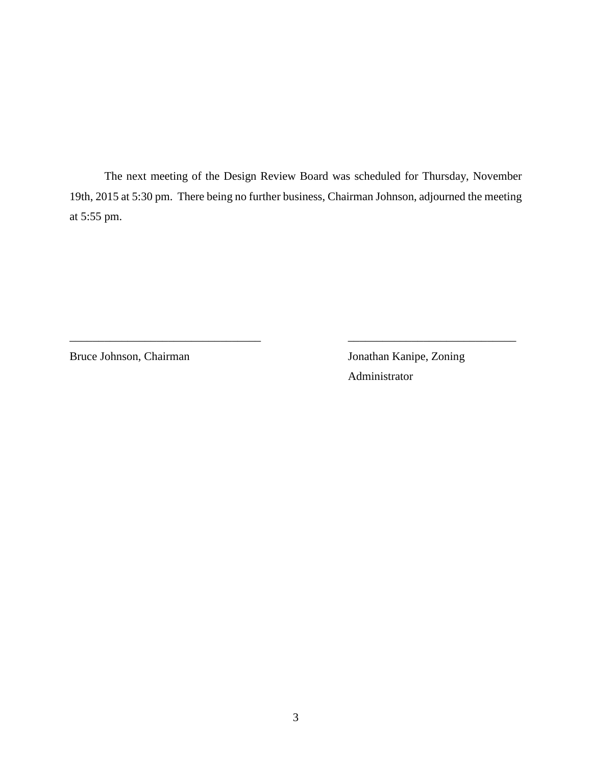The next meeting of the Design Review Board was scheduled for Thursday, November 19th, 2015 at 5:30 pm. There being no further business, Chairman Johnson, adjourned the meeting at 5:55 pm.

| | |
|---|---|
| ________________________________ | ____________________________ |
| Bruce Johnson, Chairman | Jonathan Kanipe, Zoning Administrator |